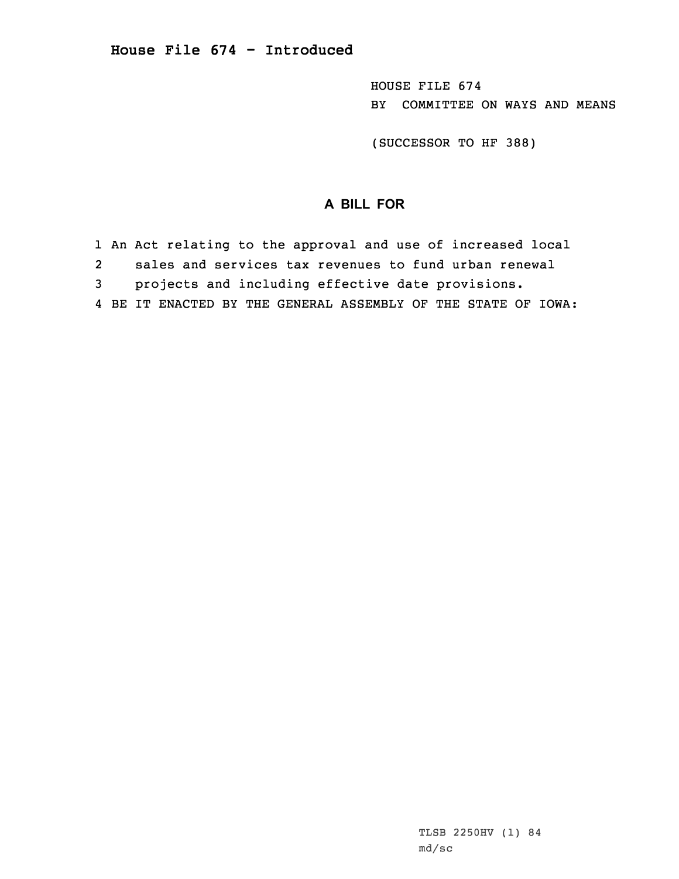# House File 674 - Introduced

HOUSE FILE 674
BY COMMITTEE ON WAYS AND MEANS

(SUCCESSOR TO HF 388)

## A BILL FOR

1 An Act relating to the approval and use of increased local
2 sales and services tax revenues to fund urban renewal
3 projects and including effective date provisions.
4 BE IT ENACTED BY THE GENERAL ASSEMBLY OF THE STATE OF IOWA:

TLSB 2250HV (1) 84
md/sc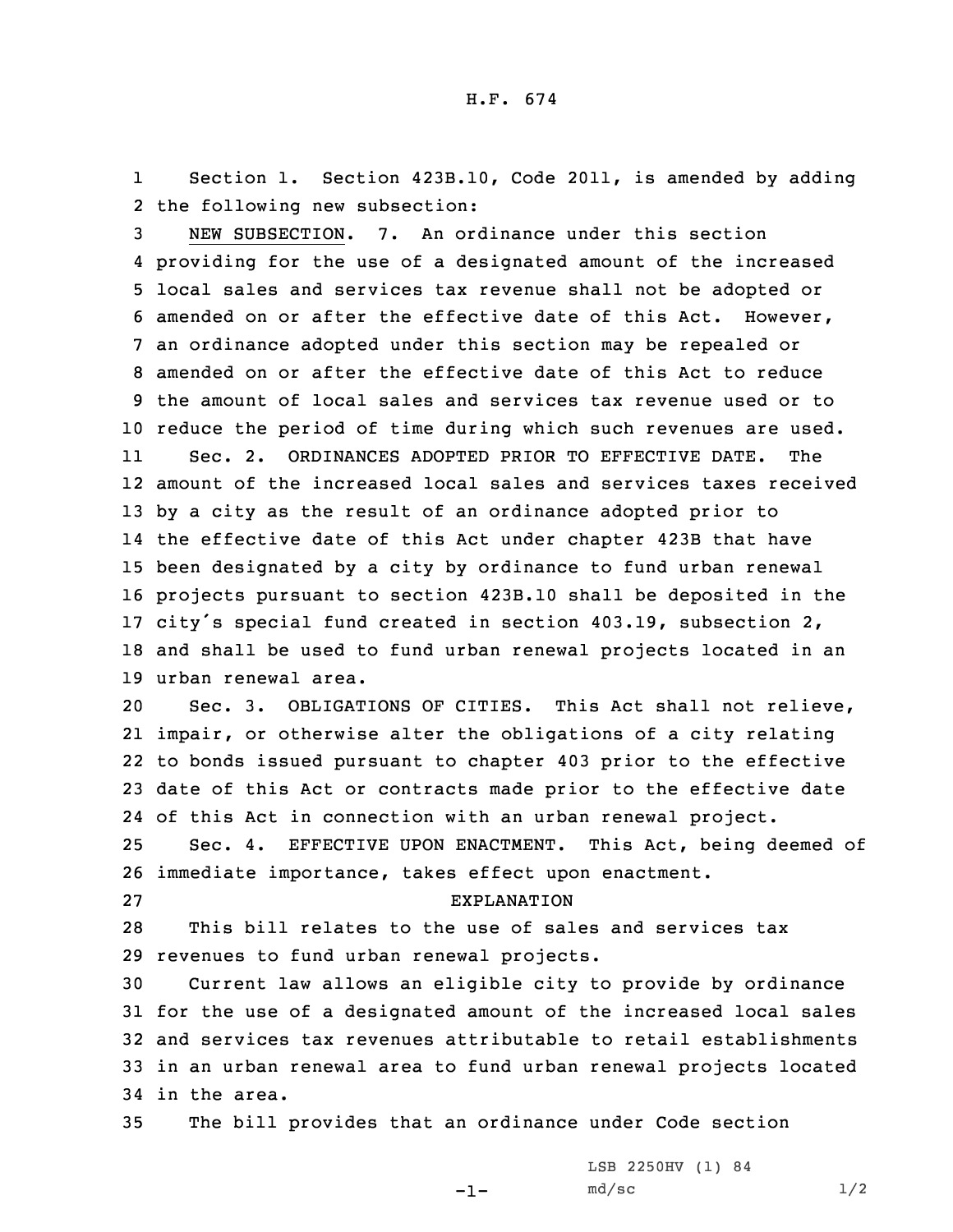H.F. 674

Section 1. Section 423B.10, Code 2011, is amended by adding the following new subsection:

NEW SUBSECTION. 7. An ordinance under this section providing for the use of a designated amount of the increased local sales and services tax revenue shall not be adopted or amended on or after the effective date of this Act. However, an ordinance adopted under this section may be repealed or amended on or after the effective date of this Act to reduce the amount of local sales and services tax revenue used or to reduce the period of time during which such revenues are used.

Sec. 2. ORDINANCES ADOPTED PRIOR TO EFFECTIVE DATE. The amount of the increased local sales and services taxes received by a city as the result of an ordinance adopted prior to the effective date of this Act under chapter 423B that have been designated by a city by ordinance to fund urban renewal projects pursuant to section 423B.10 shall be deposited in the city's special fund created in section 403.19, subsection 2, and shall be used to fund urban renewal projects located in an urban renewal area.

Sec. 3. OBLIGATIONS OF CITIES. This Act shall not relieve, impair, or otherwise alter the obligations of a city relating to bonds issued pursuant to chapter 403 prior to the effective date of this Act or contracts made prior to the effective date of this Act in connection with an urban renewal project.

Sec. 4. EFFECTIVE UPON ENACTMENT. This Act, being deemed of immediate importance, takes effect upon enactment.

EXPLANATION

This bill relates to the use of sales and services tax revenues to fund urban renewal projects.

Current law allows an eligible city to provide by ordinance for the use of a designated amount of the increased local sales and services tax revenues attributable to retail establishments in an urban renewal area to fund urban renewal projects located in the area.

The bill provides that an ordinance under Code section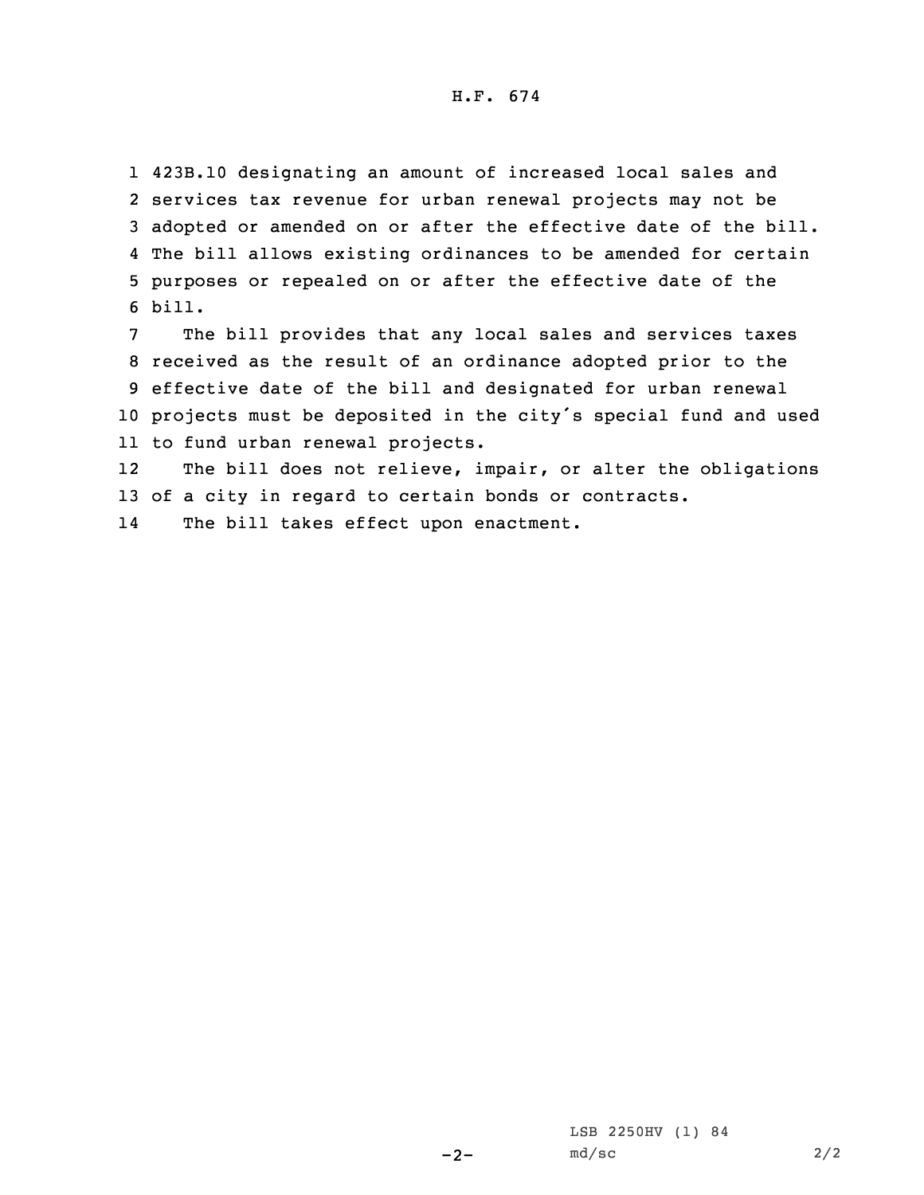423B.10 designating an amount of increased local sales and services tax revenue for urban renewal projects may not be adopted or amended on or after the effective date of the bill. The bill allows existing ordinances to be amended for certain purposes or repealed on or after the effective date of the bill.

The bill provides that any local sales and services taxes received as the result of an ordinance adopted prior to the effective date of the bill and designated for urban renewal projects must be deposited in the city's special fund and used to fund urban renewal projects.

The bill does not relieve, impair, or alter the obligations of a city in regard to certain bonds or contracts.

The bill takes effect upon enactment.

LSB 2250HV (1) 84
md/sc